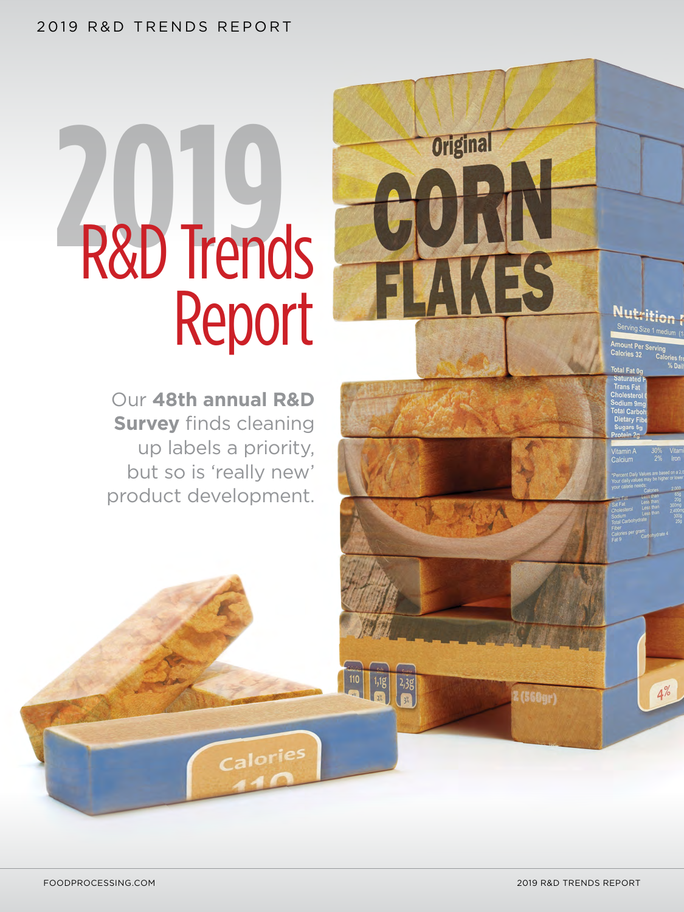# 2019 R&D Trends Report

Our **48th annual R&D Survey** finds cleaning up labels a priority, but so is 'really new' product development.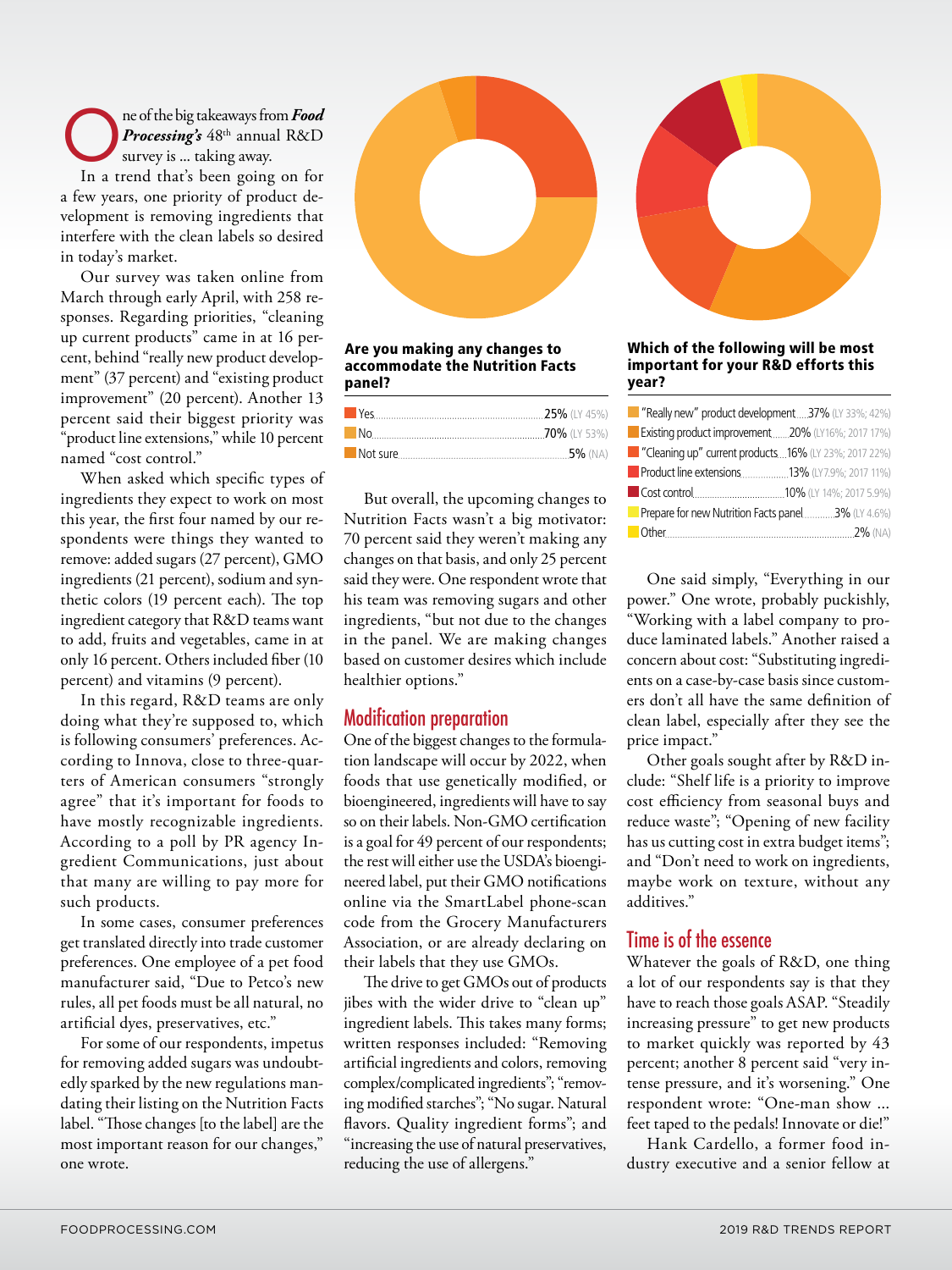One of the big takeaways from ***Food Processing's*** 48th annual R&D survey is … taking away.

In a trend that's been going on for a few years, one priority of product development is removing ingredients that interfere with the clean labels so desired in today's market.

Our survey was taken online from March through early April, with 258 responses. Regarding priorities, "cleaning up current products" came in at 16 percent, behind "really new product development" (37 percent) and "existing product improvement" (20 percent). Another 13 percent said their biggest priority was "product line extensions," while 10 percent named "cost control."

When asked which specific types of ingredients they expect to work on most this year, the first four named by our respondents were things they wanted to remove: added sugars (27 percent), GMO ingredients (21 percent), sodium and synthetic colors (19 percent each). The top ingredient category that R&D teams want to add, fruits and vegetables, came in at only 16 percent. Others included fiber (10 percent) and vitamins (9 percent).

In this regard, R&D teams are only doing what they're supposed to, which is following consumers' preferences. According to Innova, close to three-quarters of American consumers "strongly agree" that it's important for foods to have mostly recognizable ingredients. According to a poll by PR agency Ingredient Communications, just about that many are willing to pay more for such products.

In some cases, consumer preferences get translated directly into trade customer preferences. One employee of a pet food manufacturer said, "Due to Petco's new rules, all pet foods must be all natural, no artificial dyes, preservatives, etc."

For some of our respondents, impetus for removing added sugars was undoubtedly sparked by the new regulations mandating their listing on the Nutrition Facts label. "Those changes [to the label] are the most important reason for our changes," one wrote.

**Are you making any changes to accommodate the Nutrition Facts panel?**

| Response | Percent |
|---|---|
| Yes | 25% (LY 45%) |
| No | 70% (LY 53%) |
| Not sure | 5% (NA) |

But overall, the upcoming changes to Nutrition Facts wasn't a big motivator: 70 percent said they weren't making any changes on that basis, and only 25 percent said they were. One respondent wrote that his team was removing sugars and other ingredients, "but not due to the changes in the panel. We are making changes based on customer desires which include healthier options."

## Modification preparation

One of the biggest changes to the formulation landscape will occur by 2022, when foods that use genetically modified, or bioengineered, ingredients will have to say so on their labels. Non-GMO certification is a goal for 49 percent of our respondents; the rest will either use the USDA's bioengineered label, put their GMO notifications online via the SmartLabel phone-scan code from the Grocery Manufacturers Association, or are already declaring on their labels that they use GMOs.

The drive to get GMOs out of products jibes with the wider drive to "clean up" ingredient labels. This takes many forms; written responses included: "Removing artificial ingredients and colors, removing complex/complicated ingredients"; "removing modified starches"; "No sugar. Natural flavors. Quality ingredient forms"; and "increasing the use of natural preservatives, reducing the use of allergens."

**Which of the following will be most important for your R&D efforts this year?**

| Response | Percent |
|---|---|
| "Really new" product development | 37% (LY 33%; 42%) |
| Existing product improvement | 20% (LY16%; 2017 17%) |
| "Cleaning up" current products | 16% (LY 23%; 2017 22%) |
| Product line extensions | 13% (LY7.9%; 2017 11%) |
| Cost control | 10% (LY 14%; 2017 5.9%) |
| Prepare for new Nutrition Facts panel | 3% (LY 4.6%) |
| Other | 2% (NA) |

One said simply, "Everything in our power." One wrote, probably puckishly, "Working with a label company to produce laminated labels." Another raised a concern about cost: "Substituting ingredients on a case-by-case basis since customers don't all have the same definition of clean label, especially after they see the price impact."

Other goals sought after by R&D include: "Shelf life is a priority to improve cost efficiency from seasonal buys and reduce waste"; "Opening of new facility has us cutting cost in extra budget items"; and "Don't need to work on ingredients, maybe work on texture, without any additives."

## Time is of the essence

Whatever the goals of R&D, one thing a lot of our respondents say is that they have to reach those goals ASAP. "Steadily increasing pressure" to get new products to market quickly was reported by 43 percent; another 8 percent said "very intense pressure, and it's worsening." One respondent wrote: "One-man show … feet taped to the pedals! Innovate or die!"

Hank Cardello, a former food industry executive and a senior fellow at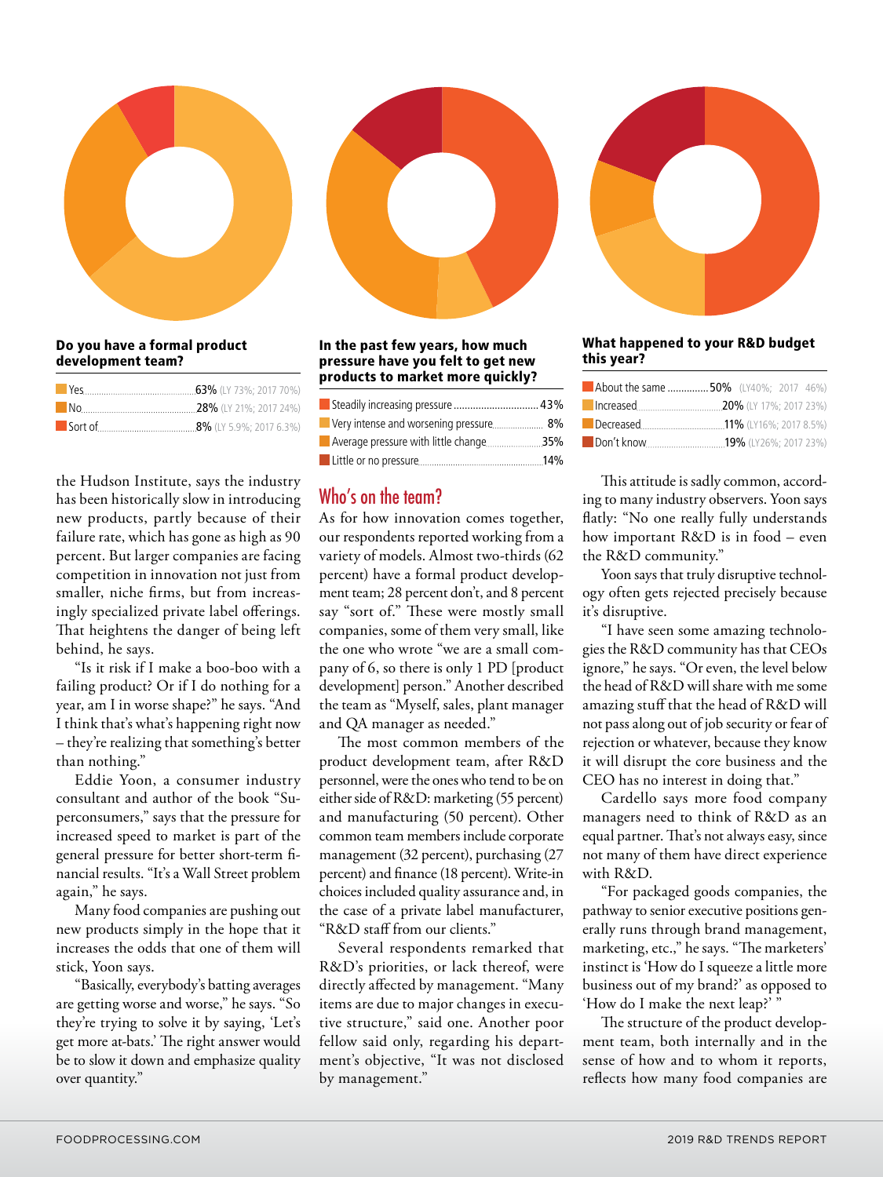**Do you have a formal product development team?**

| | | |
|---|---|---|
| Yes | 63% | (LY 73%; 2017 70%) |
| No | 28% | (LY 21%; 2017 24%) |
| Sort of | 8% | (LY 5.9%; 2017 6.3%) |

**In the past few years, how much pressure have you felt to get new products to market more quickly?**

| | |
|---|---|
| Steadily increasing pressure | 43% |
| Very intense and worsening pressure | 8% |
| Average pressure with little change | 35% |
| Little or no pressure | 14% |

**What happened to your R&D budget this year?**

| | | |
|---|---|---|
| About the same | 50% | (LY40%; 2017 46%) |
| Increased | 20% | (LY 17%; 2017 23%) |
| Decreased | 11% | (LY16%; 2017 8.5%) |
| Don't know | 19% | (LY26%; 2017 23%) |

the Hudson Institute, says the industry has been historically slow in introducing new products, partly because of their failure rate, which has gone as high as 90 percent. But larger companies are facing competition in innovation not just from smaller, niche firms, but from increasingly specialized private label offerings. That heightens the danger of being left behind, he says.

"Is it risk if I make a boo-boo with a failing product? Or if I do nothing for a year, am I in worse shape?" he says. "And I think that's what's happening right now – they're realizing that something's better than nothing."

Eddie Yoon, a consumer industry consultant and author of the book "Superconsumers," says that the pressure for increased speed to market is part of the general pressure for better short-term financial results. "It's a Wall Street problem again," he says.

Many food companies are pushing out new products simply in the hope that it increases the odds that one of them will stick, Yoon says.

"Basically, everybody's batting averages are getting worse and worse," he says. "So they're trying to solve it by saying, 'Let's get more at-bats.' The right answer would be to slow it down and emphasize quality over quantity."

## Who's on the team?

As for how innovation comes together, our respondents reported working from a variety of models. Almost two-thirds (62 percent) have a formal product development team; 28 percent don't, and 8 percent say "sort of." These were mostly small companies, some of them very small, like the one who wrote "we are a small company of 6, so there is only 1 PD [product development] person." Another described the team as "Myself, sales, plant manager and QA manager as needed."

The most common members of the product development team, after R&D personnel, were the ones who tend to be on either side of R&D: marketing (55 percent) and manufacturing (50 percent). Other common team members include corporate management (32 percent), purchasing (27 percent) and finance (18 percent). Write-in choices included quality assurance and, in the case of a private label manufacturer, "R&D staff from our clients."

Several respondents remarked that R&D's priorities, or lack thereof, were directly affected by management. "Many items are due to major changes in executive structure," said one. Another poor fellow said only, regarding his department's objective, "It was not disclosed by management."

This attitude is sadly common, according to many industry observers. Yoon says flatly: "No one really fully understands how important R&D is in food – even the R&D community."

Yoon says that truly disruptive technology often gets rejected precisely because it's disruptive.

"I have seen some amazing technologies the R&D community has that CEOs ignore," he says. "Or even, the level below the head of R&D will share with me some amazing stuff that the head of R&D will not pass along out of job security or fear of rejection or whatever, because they know it will disrupt the core business and the CEO has no interest in doing that."

Cardello says more food company managers need to think of R&D as an equal partner. That's not always easy, since not many of them have direct experience with R&D.

"For packaged goods companies, the pathway to senior executive positions generally runs through brand management, marketing, etc.," he says. "The marketers' instinct is 'How do I squeeze a little more business out of my brand?' as opposed to 'How do I make the next leap?' "

The structure of the product development team, both internally and in the sense of how and to whom it reports, reflects how many food companies are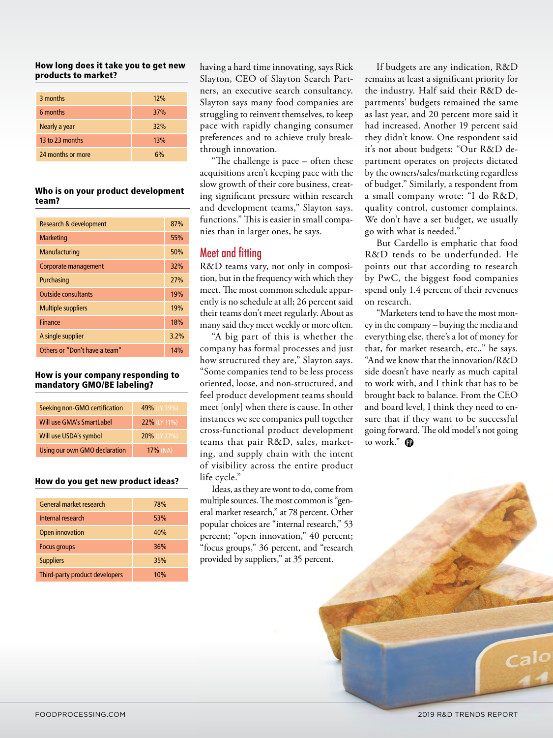**How long does it take you to get new products to market?**

| | |
|---|---|
| 3 months | 12% |
| 6 months | 37% |
| Nearly a year | 32% |
| 13 to 23 months | 13% |
| 24 months or more | 6% |

**Who is on your product development team?**

| | |
|---|---|
| Research & development | 87% |
| Marketing | 55% |
| Manufacturing | 50% |
| Corporate management | 32% |
| Purchasing | 27% |
| Outside consultants | 19% |
| Multiple suppliers | 19% |
| Finance | 18% |
| A single supplier | 3.2% |
| Others or "Don't have a team" | 14% |

**How is your company responding to mandatory GMO/BE labeling?**

| | |
|---|---|
| Seeking non-GMO certification | 49% (LY 39%) |
| Will use GMA's SmartLabel | 22% (LY 11%) |
| Will use USDA's symbol | 20% (LY 27%) |
| Using our own GMO declaration | 17% (NA) |

**How do you get new product ideas?**

| | |
|---|---|
| General market research | 78% |
| Internal research | 53% |
| Open innovation | 40% |
| Focus groups | 36% |
| Suppliers | 35% |
| Third-party product developers | 10% |

having a hard time innovating, says Rick Slayton, CEO of Slayton Search Partners, an executive search consultancy. Slayton says many food companies are struggling to reinvent themselves, to keep pace with rapidly changing consumer preferences and to achieve truly breakthrough innovation.

"The challenge is pace – often these acquisitions aren't keeping pace with the slow growth of their core business, creating significant pressure within research and development teams," Slayton says. functions." This is easier in small companies than in larger ones, he says.

## Meet and fitting

R&D teams vary, not only in composition, but in the frequency with which they meet. The most common schedule apparently is no schedule at all; 26 percent said their teams don't meet regularly. About as many said they meet weekly or more often.

"A big part of this is whether the company has formal processes and just how structured they are," Slayton says. "Some companies tend to be less process oriented, loose, and non-structured, and feel product development teams should meet [only] when there is cause. In other instances we see companies pull together cross-functional product development teams that pair R&D, sales, marketing, and supply chain with the intent of visibility across the entire product life cycle."

Ideas, as they are wont to do, come from multiple sources. The most common is "general market research," at 78 percent. Other popular choices are "internal research," 53 percent; "open innovation," 40 percent; "focus groups," 36 percent, and "research provided by suppliers," at 35 percent.

If budgets are any indication, R&D remains at least a significant priority for the industry. Half said their R&D departments' budgets remained the same as last year, and 20 percent more said it had increased. Another 19 percent said they didn't know. One respondent said it's not about budgets: "Our R&D department operates on projects dictated by the owners/sales/marketing regardless of budget." Similarly, a respondent from a small company wrote: "I do R&D, quality control, customer complaints. We don't have a set budget, we usually go with what is needed."

But Cardello is emphatic that food R&D tends to be underfunded. He points out that according to research by PwC, the biggest food companies spend only 1.4 percent of their revenues on research.

"Marketers tend to have the most money in the company – buying the media and everything else, there's a lot of money for that, for market research, etc.," he says. "And we know that the innovation/R&D side doesn't have nearly as much capital to work with, and I think that has to be brought back to balance. From the CEO and board level, I think they need to ensure that if they want to be successful going forward. The old model's not going to work."